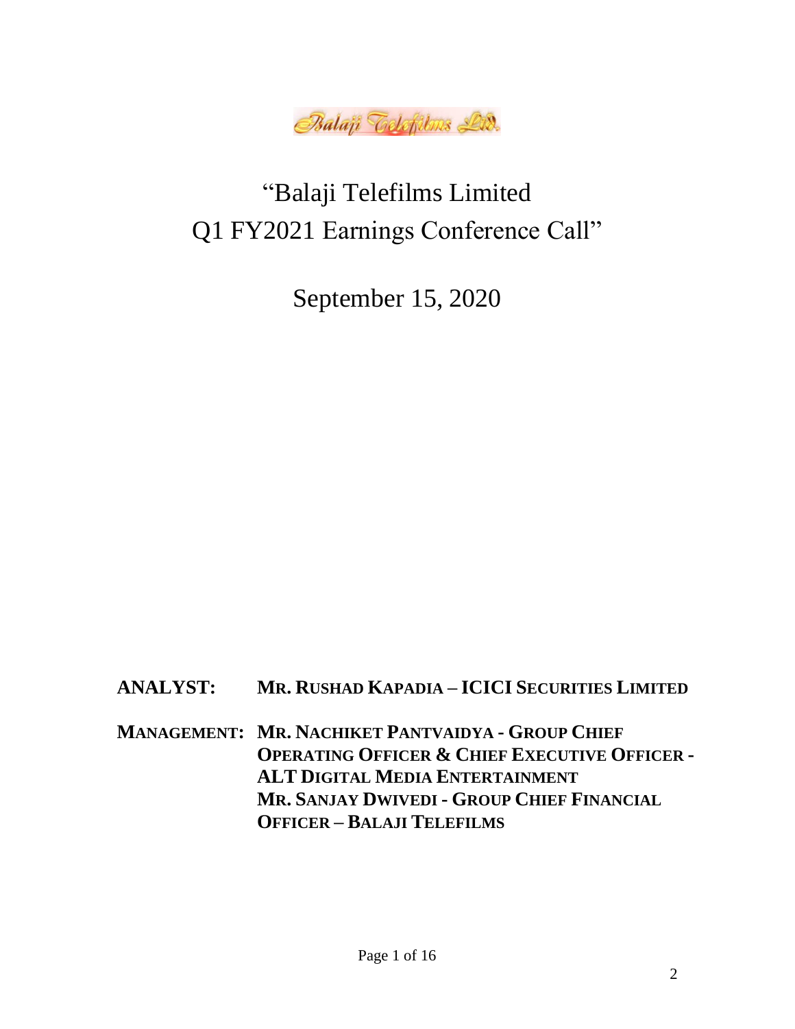Balaji Telefilms Ltd.

# "Balaji Telefilms Limited Q1 FY2021 Earnings Conference Call"

## September 15, 2020

**ANALYST:** **MR. RUSHAD KAPADIA – ICICI SECURITIES LIMITED**

**MANAGEMENT:** **MR. NACHIKET PANTVAIDYA - GROUP CHIEF OPERATING OFFICER & CHIEF EXECUTIVE OFFICER - ALT DIGITAL MEDIA ENTERTAINMENT**
**MR. SANJAY DWIVEDI - GROUP CHIEF FINANCIAL OFFICER – BALAJI TELEFILMS**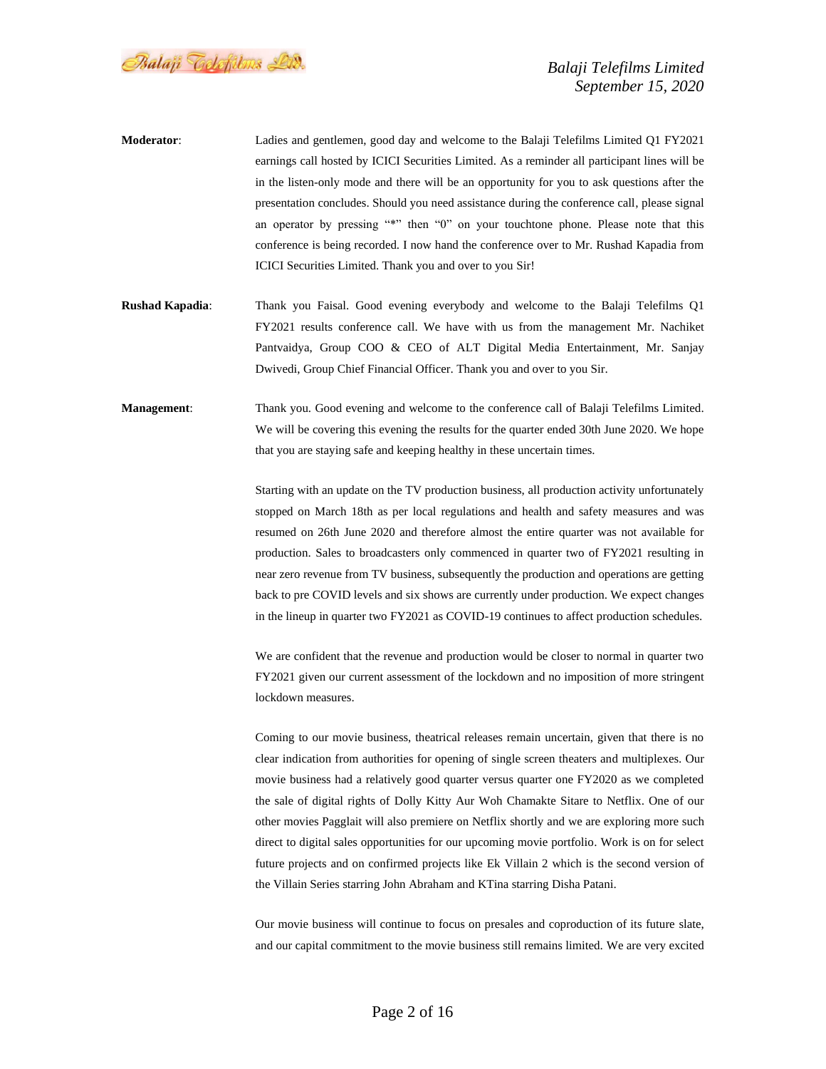**Moderator**: Ladies and gentlemen, good day and welcome to the Balaji Telefilms Limited Q1 FY2021 earnings call hosted by ICICI Securities Limited. As a reminder all participant lines will be in the listen-only mode and there will be an opportunity for you to ask questions after the presentation concludes. Should you need assistance during the conference call, please signal an operator by pressing "*" then "0" on your touchtone phone. Please note that this conference is being recorded. I now hand the conference over to Mr. Rushad Kapadia from ICICI Securities Limited. Thank you and over to you Sir!

**Rushad Kapadia**: Thank you Faisal. Good evening everybody and welcome to the Balaji Telefilms Q1 FY2021 results conference call. We have with us from the management Mr. Nachiket Pantvaidya, Group COO & CEO of ALT Digital Media Entertainment, Mr. Sanjay Dwivedi, Group Chief Financial Officer. Thank you and over to you Sir.

**Management**: Thank you. Good evening and welcome to the conference call of Balaji Telefilms Limited. We will be covering this evening the results for the quarter ended 30th June 2020. We hope that you are staying safe and keeping healthy in these uncertain times.

Starting with an update on the TV production business, all production activity unfortunately stopped on March 18th as per local regulations and health and safety measures and was resumed on 26th June 2020 and therefore almost the entire quarter was not available for production. Sales to broadcasters only commenced in quarter two of FY2021 resulting in near zero revenue from TV business, subsequently the production and operations are getting back to pre COVID levels and six shows are currently under production. We expect changes in the lineup in quarter two FY2021 as COVID-19 continues to affect production schedules.

We are confident that the revenue and production would be closer to normal in quarter two FY2021 given our current assessment of the lockdown and no imposition of more stringent lockdown measures.

Coming to our movie business, theatrical releases remain uncertain, given that there is no clear indication from authorities for opening of single screen theaters and multiplexes. Our movie business had a relatively good quarter versus quarter one FY2020 as we completed the sale of digital rights of Dolly Kitty Aur Woh Chamakte Sitare to Netflix. One of our other movies Pagglait will also premiere on Netflix shortly and we are exploring more such direct to digital sales opportunities for our upcoming movie portfolio. Work is on for select future projects and on confirmed projects like Ek Villain 2 which is the second version of the Villain Series starring John Abraham and KTina starring Disha Patani.

Our movie business will continue to focus on presales and coproduction of its future slate, and our capital commitment to the movie business still remains limited. We are very excited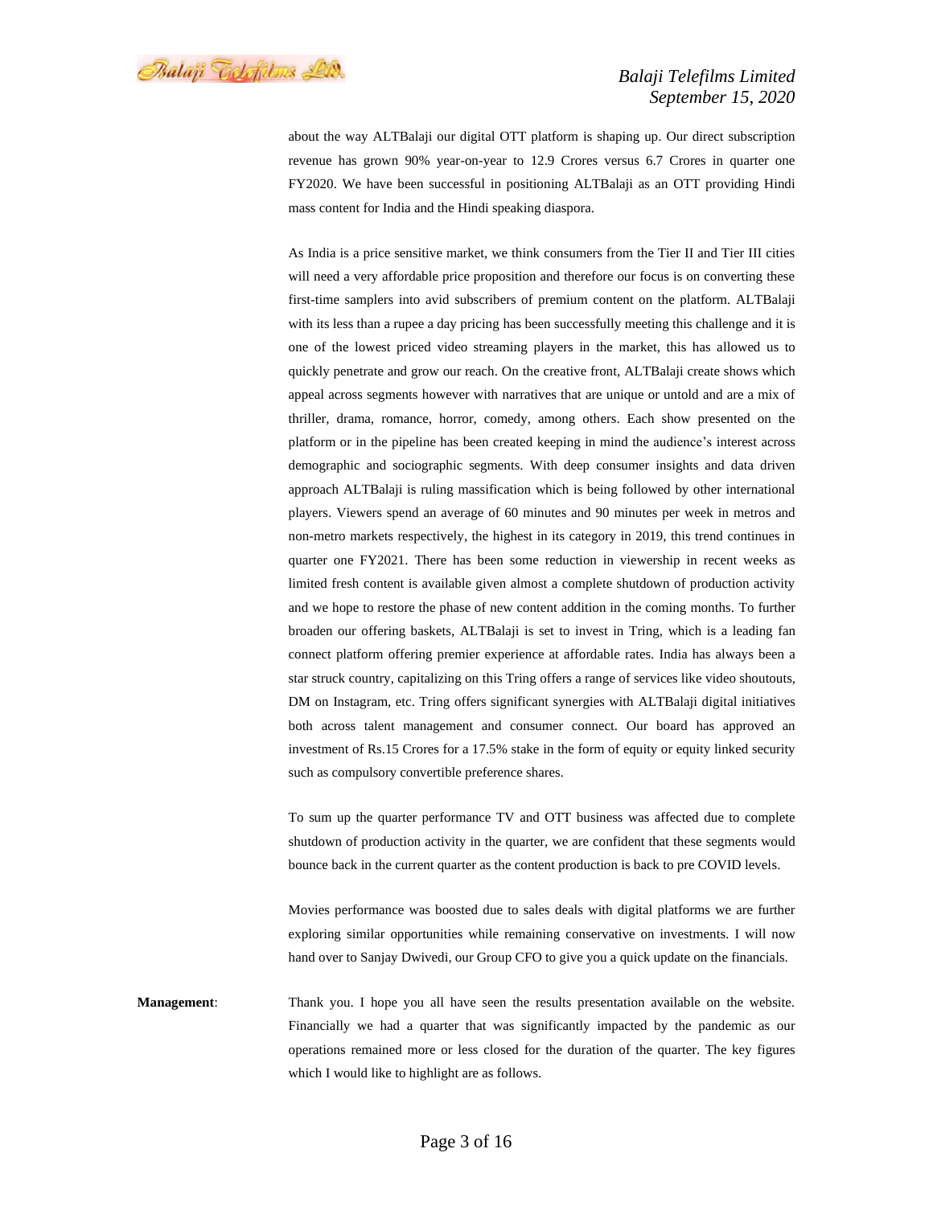about the way ALTBalaji our digital OTT platform is shaping up. Our direct subscription revenue has grown 90% year-on-year to 12.9 Crores versus 6.7 Crores in quarter one FY2020. We have been successful in positioning ALTBalaji as an OTT providing Hindi mass content for India and the Hindi speaking diaspora.

As India is a price sensitive market, we think consumers from the Tier II and Tier III cities will need a very affordable price proposition and therefore our focus is on converting these first-time samplers into avid subscribers of premium content on the platform. ALTBalaji with its less than a rupee a day pricing has been successfully meeting this challenge and it is one of the lowest priced video streaming players in the market, this has allowed us to quickly penetrate and grow our reach. On the creative front, ALTBalaji create shows which appeal across segments however with narratives that are unique or untold and are a mix of thriller, drama, romance, horror, comedy, among others. Each show presented on the platform or in the pipeline has been created keeping in mind the audience's interest across demographic and sociographic segments. With deep consumer insights and data driven approach ALTBalaji is ruling massification which is being followed by other international players. Viewers spend an average of 60 minutes and 90 minutes per week in metros and non-metro markets respectively, the highest in its category in 2019, this trend continues in quarter one FY2021. There has been some reduction in viewership in recent weeks as limited fresh content is available given almost a complete shutdown of production activity and we hope to restore the phase of new content addition in the coming months. To further broaden our offering baskets, ALTBalaji is set to invest in Tring, which is a leading fan connect platform offering premier experience at affordable rates. India has always been a star struck country, capitalizing on this Tring offers a range of services like video shoutouts, DM on Instagram, etc. Tring offers significant synergies with ALTBalaji digital initiatives both across talent management and consumer connect. Our board has approved an investment of Rs.15 Crores for a 17.5% stake in the form of equity or equity linked security such as compulsory convertible preference shares.

To sum up the quarter performance TV and OTT business was affected due to complete shutdown of production activity in the quarter, we are confident that these segments would bounce back in the current quarter as the content production is back to pre COVID levels.

Movies performance was boosted due to sales deals with digital platforms we are further exploring similar opportunities while remaining conservative on investments. I will now hand over to Sanjay Dwivedi, our Group CFO to give you a quick update on the financials.

**Management**: Thank you. I hope you all have seen the results presentation available on the website. Financially we had a quarter that was significantly impacted by the pandemic as our operations remained more or less closed for the duration of the quarter. The key figures which I would like to highlight are as follows.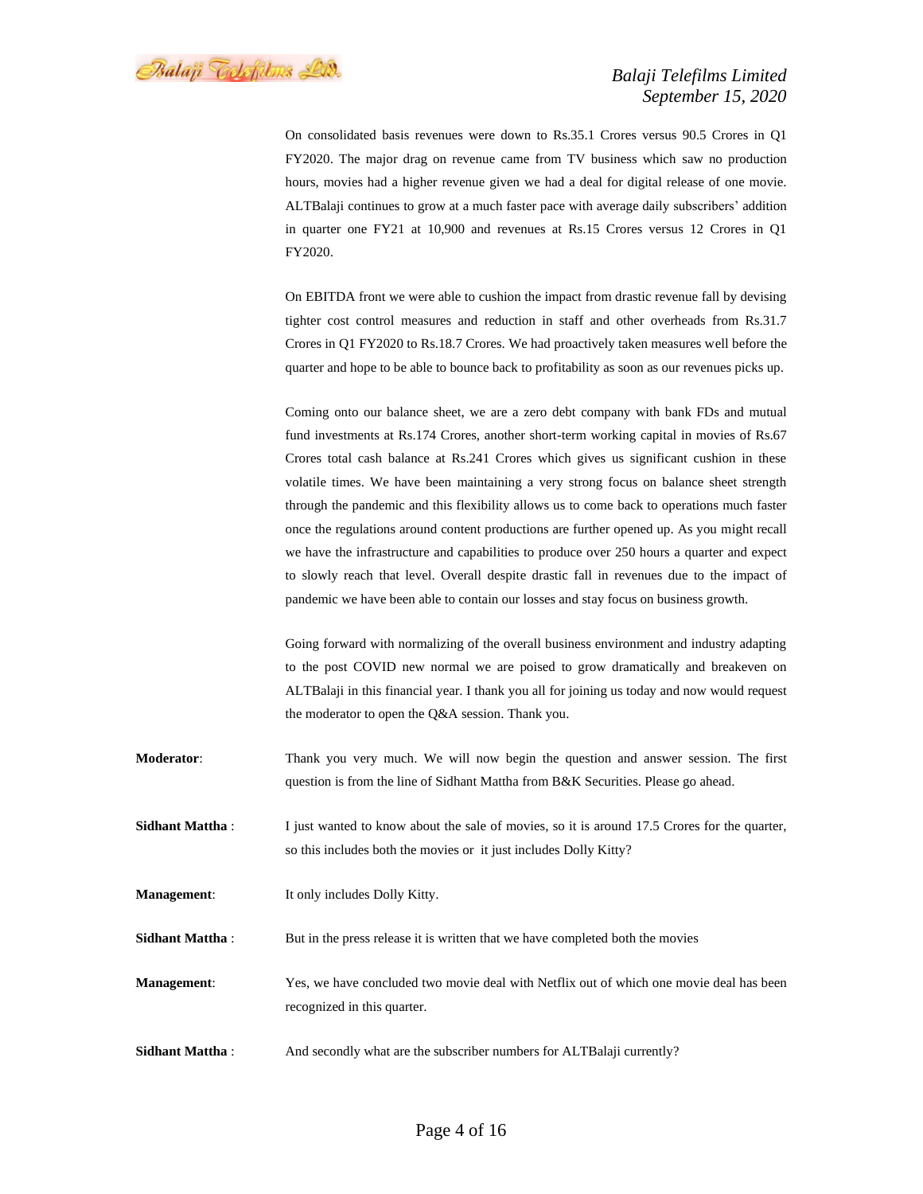On consolidated basis revenues were down to Rs.35.1 Crores versus 90.5 Crores in Q1 FY2020. The major drag on revenue came from TV business which saw no production hours, movies had a higher revenue given we had a deal for digital release of one movie. ALTBalaji continues to grow at a much faster pace with average daily subscribers' addition in quarter one FY21 at 10,900 and revenues at Rs.15 Crores versus 12 Crores in Q1 FY2020.

On EBITDA front we were able to cushion the impact from drastic revenue fall by devising tighter cost control measures and reduction in staff and other overheads from Rs.31.7 Crores in Q1 FY2020 to Rs.18.7 Crores. We had proactively taken measures well before the quarter and hope to be able to bounce back to profitability as soon as our revenues picks up.

Coming onto our balance sheet, we are a zero debt company with bank FDs and mutual fund investments at Rs.174 Crores, another short-term working capital in movies of Rs.67 Crores total cash balance at Rs.241 Crores which gives us significant cushion in these volatile times. We have been maintaining a very strong focus on balance sheet strength through the pandemic and this flexibility allows us to come back to operations much faster once the regulations around content productions are further opened up. As you might recall we have the infrastructure and capabilities to produce over 250 hours a quarter and expect to slowly reach that level. Overall despite drastic fall in revenues due to the impact of pandemic we have been able to contain our losses and stay focus on business growth.

Going forward with normalizing of the overall business environment and industry adapting to the post COVID new normal we are poised to grow dramatically and breakeven on ALTBalaji in this financial year. I thank you all for joining us today and now would request the moderator to open the Q&A session. Thank you.

**Moderator**: Thank you very much. We will now begin the question and answer session. The first question is from the line of Sidhant Mattha from B&K Securities. Please go ahead.

**Sidhant Mattha** : I just wanted to know about the sale of movies, so it is around 17.5 Crores for the quarter, so this includes both the movies or it just includes Dolly Kitty?

**Management**: It only includes Dolly Kitty.

**Sidhant Mattha** : But in the press release it is written that we have completed both the movies

**Management**: Yes, we have concluded two movie deal with Netflix out of which one movie deal has been recognized in this quarter.

**Sidhant Mattha** : And secondly what are the subscriber numbers for ALTBalaji currently?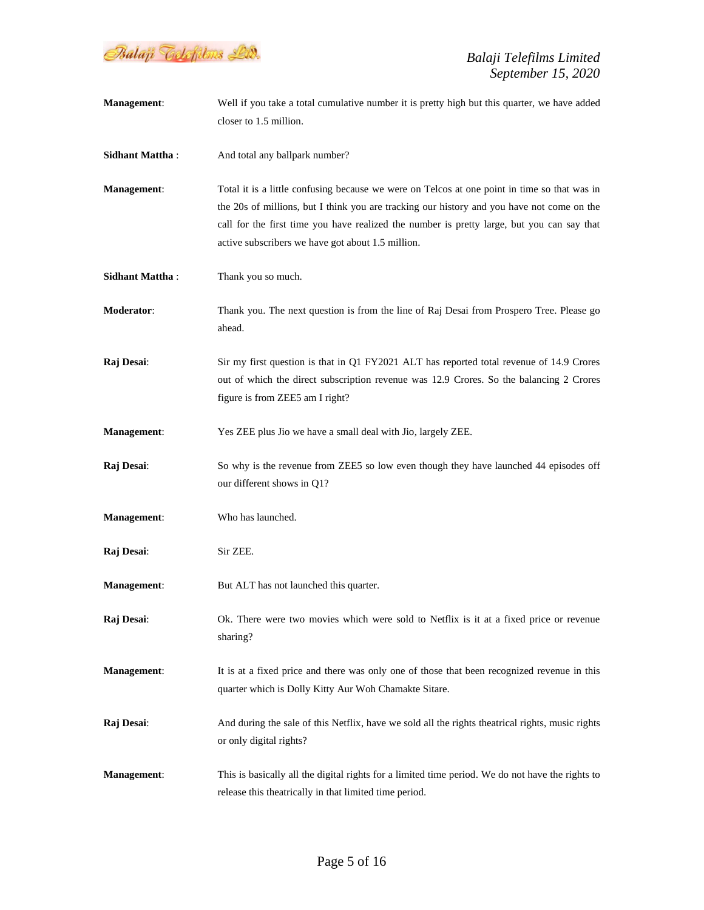**Management**: Well if you take a total cumulative number it is pretty high but this quarter, we have added closer to 1.5 million.

**Sidhant Mattha** : And total any ballpark number?

**Management**: Total it is a little confusing because we were on Telcos at one point in time so that was in the 20s of millions, but I think you are tracking our history and you have not come on the call for the first time you have realized the number is pretty large, but you can say that active subscribers we have got about 1.5 million.

**Sidhant Mattha** : Thank you so much.

**Moderator**: Thank you. The next question is from the line of Raj Desai from Prospero Tree. Please go ahead.

**Raj Desai**: Sir my first question is that in Q1 FY2021 ALT has reported total revenue of 14.9 Crores out of which the direct subscription revenue was 12.9 Crores. So the balancing 2 Crores figure is from ZEE5 am I right?

**Management**: Yes ZEE plus Jio we have a small deal with Jio, largely ZEE.

**Raj Desai**: So why is the revenue from ZEE5 so low even though they have launched 44 episodes off our different shows in Q1?

**Management**: Who has launched.

**Raj Desai**: Sir ZEE.

**Management**: But ALT has not launched this quarter.

**Raj Desai**: Ok. There were two movies which were sold to Netflix is it at a fixed price or revenue sharing?

**Management**: It is at a fixed price and there was only one of those that been recognized revenue in this quarter which is Dolly Kitty Aur Woh Chamakte Sitare.

**Raj Desai**: And during the sale of this Netflix, have we sold all the rights theatrical rights, music rights or only digital rights?

**Management**: This is basically all the digital rights for a limited time period. We do not have the rights to release this theatrically in that limited time period.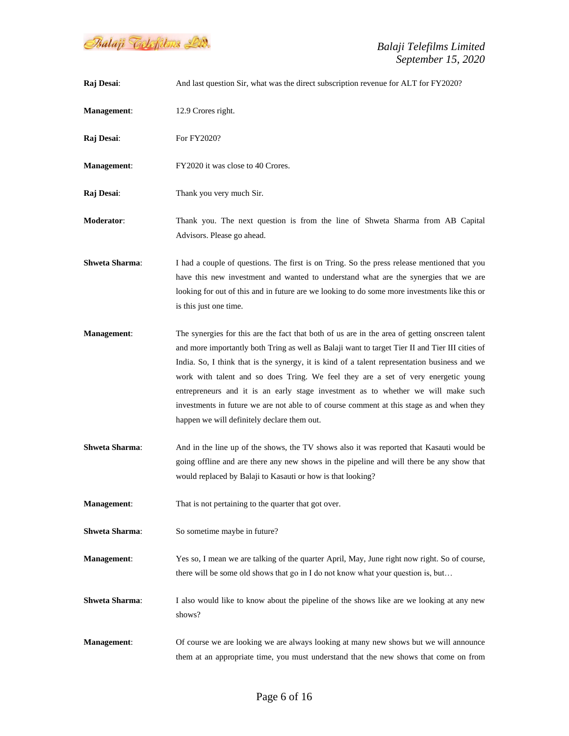**Raj Desai**: And last question Sir, what was the direct subscription revenue for ALT for FY2020?

**Management**: 12.9 Crores right.

**Raj Desai**: For FY2020?

**Management**: FY2020 it was close to 40 Crores.

**Raj Desai**: Thank you very much Sir.

**Moderator**: Thank you. The next question is from the line of Shweta Sharma from AB Capital Advisors. Please go ahead.

**Shweta Sharma**: I had a couple of questions. The first is on Tring. So the press release mentioned that you have this new investment and wanted to understand what are the synergies that we are looking for out of this and in future are we looking to do some more investments like this or is this just one time.

**Management**: The synergies for this are the fact that both of us are in the area of getting onscreen talent and more importantly both Tring as well as Balaji want to target Tier II and Tier III cities of India. So, I think that is the synergy, it is kind of a talent representation business and we work with talent and so does Tring. We feel they are a set of very energetic young entrepreneurs and it is an early stage investment as to whether we will make such investments in future we are not able to of course comment at this stage as and when they happen we will definitely declare them out.

**Shweta Sharma**: And in the line up of the shows, the TV shows also it was reported that Kasauti would be going offline and are there any new shows in the pipeline and will there be any show that would replaced by Balaji to Kasauti or how is that looking?

**Management**: That is not pertaining to the quarter that got over.

**Shweta Sharma**: So sometime maybe in future?

**Management**: Yes so, I mean we are talking of the quarter April, May, June right now right. So of course, there will be some old shows that go in I do not know what your question is, but…

**Shweta Sharma**: I also would like to know about the pipeline of the shows like are we looking at any new shows?

**Management**: Of course we are looking we are always looking at many new shows but we will announce them at an appropriate time, you must understand that the new shows that come on from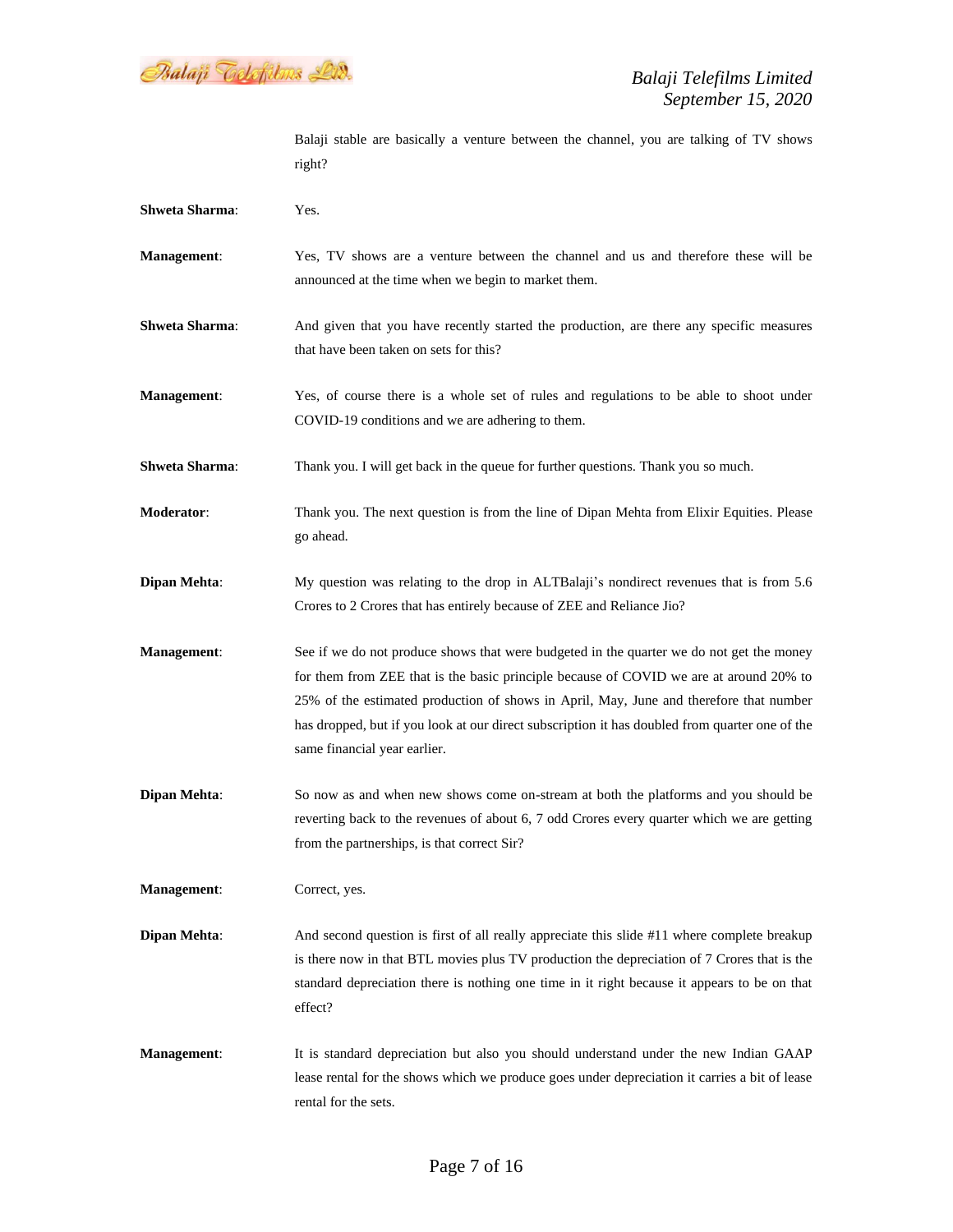Balaji stable are basically a venture between the channel, you are talking of TV shows right?

**Shweta Sharma**: Yes.

**Management**: Yes, TV shows are a venture between the channel and us and therefore these will be announced at the time when we begin to market them.

**Shweta Sharma**: And given that you have recently started the production, are there any specific measures that have been taken on sets for this?

**Management**: Yes, of course there is a whole set of rules and regulations to be able to shoot under COVID-19 conditions and we are adhering to them.

**Shweta Sharma**: Thank you. I will get back in the queue for further questions. Thank you so much.

**Moderator**: Thank you. The next question is from the line of Dipan Mehta from Elixir Equities. Please go ahead.

**Dipan Mehta**: My question was relating to the drop in ALTBalaji's nondirect revenues that is from 5.6 Crores to 2 Crores that has entirely because of ZEE and Reliance Jio?

**Management**: See if we do not produce shows that were budgeted in the quarter we do not get the money for them from ZEE that is the basic principle because of COVID we are at around 20% to 25% of the estimated production of shows in April, May, June and therefore that number has dropped, but if you look at our direct subscription it has doubled from quarter one of the same financial year earlier.

**Dipan Mehta**: So now as and when new shows come on-stream at both the platforms and you should be reverting back to the revenues of about 6, 7 odd Crores every quarter which we are getting from the partnerships, is that correct Sir?

**Management**: Correct, yes.

**Dipan Mehta**: And second question is first of all really appreciate this slide #11 where complete breakup is there now in that BTL movies plus TV production the depreciation of 7 Crores that is the standard depreciation there is nothing one time in it right because it appears to be on that effect?

**Management**: It is standard depreciation but also you should understand under the new Indian GAAP lease rental for the shows which we produce goes under depreciation it carries a bit of lease rental for the sets.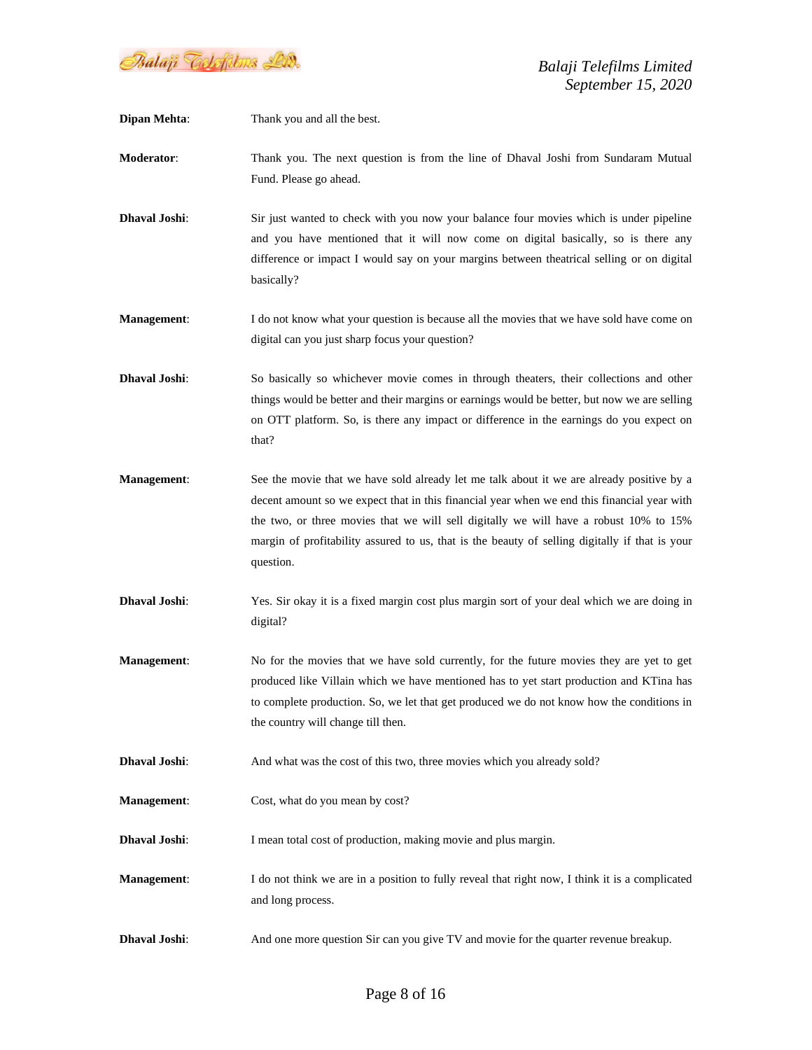**Dipan Mehta**: Thank you and all the best.

**Moderator**: Thank you. The next question is from the line of Dhaval Joshi from Sundaram Mutual Fund. Please go ahead.

**Dhaval Joshi**: Sir just wanted to check with you now your balance four movies which is under pipeline and you have mentioned that it will now come on digital basically, so is there any difference or impact I would say on your margins between theatrical selling or on digital basically?

**Management**: I do not know what your question is because all the movies that we have sold have come on digital can you just sharp focus your question?

**Dhaval Joshi**: So basically so whichever movie comes in through theaters, their collections and other things would be better and their margins or earnings would be better, but now we are selling on OTT platform. So, is there any impact or difference in the earnings do you expect on that?

**Management**: See the movie that we have sold already let me talk about it we are already positive by a decent amount so we expect that in this financial year when we end this financial year with the two, or three movies that we will sell digitally we will have a robust 10% to 15% margin of profitability assured to us, that is the beauty of selling digitally if that is your question.

**Dhaval Joshi**: Yes. Sir okay it is a fixed margin cost plus margin sort of your deal which we are doing in digital?

**Management**: No for the movies that we have sold currently, for the future movies they are yet to get produced like Villain which we have mentioned has to yet start production and KTina has to complete production. So, we let that get produced we do not know how the conditions in the country will change till then.

**Dhaval Joshi**: And what was the cost of this two, three movies which you already sold?

**Management**: Cost, what do you mean by cost?

**Dhaval Joshi**: I mean total cost of production, making movie and plus margin.

**Management**: I do not think we are in a position to fully reveal that right now, I think it is a complicated and long process.

**Dhaval Joshi**: And one more question Sir can you give TV and movie for the quarter revenue breakup.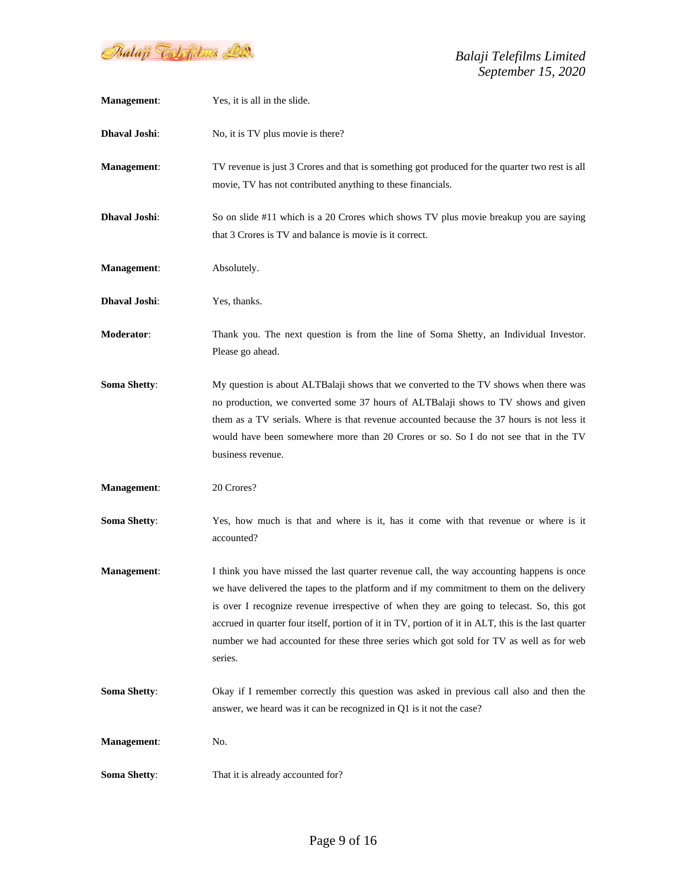**Management**: Yes, it is all in the slide.

**Dhaval Joshi**: No, it is TV plus movie is there?

**Management**: TV revenue is just 3 Crores and that is something got produced for the quarter two rest is all movie, TV has not contributed anything to these financials.

**Dhaval Joshi**: So on slide #11 which is a 20 Crores which shows TV plus movie breakup you are saying that 3 Crores is TV and balance is movie is it correct.

**Management**: Absolutely.

**Dhaval Joshi**: Yes, thanks.

**Moderator**: Thank you. The next question is from the line of Soma Shetty, an Individual Investor. Please go ahead.

**Soma Shetty**: My question is about ALTBalaji shows that we converted to the TV shows when there was no production, we converted some 37 hours of ALTBalaji shows to TV shows and given them as a TV serials. Where is that revenue accounted because the 37 hours is not less it would have been somewhere more than 20 Crores or so. So I do not see that in the TV business revenue.

**Management**: 20 Crores?

**Soma Shetty**: Yes, how much is that and where is it, has it come with that revenue or where is it accounted?

**Management**: I think you have missed the last quarter revenue call, the way accounting happens is once we have delivered the tapes to the platform and if my commitment to them on the delivery is over I recognize revenue irrespective of when they are going to telecast. So, this got accrued in quarter four itself, portion of it in TV, portion of it in ALT, this is the last quarter number we had accounted for these three series which got sold for TV as well as for web series.

**Soma Shetty**: Okay if I remember correctly this question was asked in previous call also and then the answer, we heard was it can be recognized in Q1 is it not the case?

**Management**: No.

**Soma Shetty**: That it is already accounted for?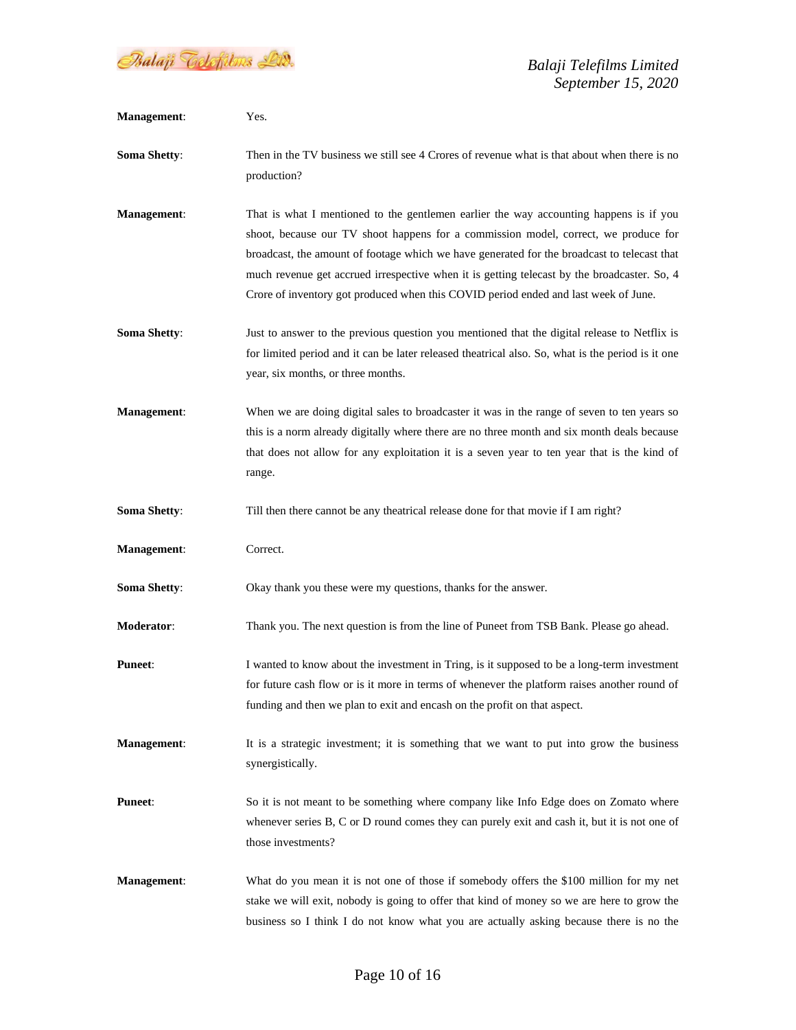**Management**: Yes.

**Soma Shetty**: Then in the TV business we still see 4 Crores of revenue what is that about when there is no production?

**Management**: That is what I mentioned to the gentlemen earlier the way accounting happens is if you shoot, because our TV shoot happens for a commission model, correct, we produce for broadcast, the amount of footage which we have generated for the broadcast to telecast that much revenue get accrued irrespective when it is getting telecast by the broadcaster. So, 4 Crore of inventory got produced when this COVID period ended and last week of June.

**Soma Shetty**: Just to answer to the previous question you mentioned that the digital release to Netflix is for limited period and it can be later released theatrical also. So, what is the period is it one year, six months, or three months.

**Management**: When we are doing digital sales to broadcaster it was in the range of seven to ten years so this is a norm already digitally where there are no three month and six month deals because that does not allow for any exploitation it is a seven year to ten year that is the kind of range.

**Soma Shetty**: Till then there cannot be any theatrical release done for that movie if I am right?

**Management**: Correct.

**Soma Shetty**: Okay thank you these were my questions, thanks for the answer.

**Moderator**: Thank you. The next question is from the line of Puneet from TSB Bank. Please go ahead.

**Puneet**: I wanted to know about the investment in Tring, is it supposed to be a long-term investment for future cash flow or is it more in terms of whenever the platform raises another round of funding and then we plan to exit and encash on the profit on that aspect.

**Management**: It is a strategic investment; it is something that we want to put into grow the business synergistically.

**Puneet**: So it is not meant to be something where company like Info Edge does on Zomato where whenever series B, C or D round comes they can purely exit and cash it, but it is not one of those investments?

**Management**: What do you mean it is not one of those if somebody offers the $100 million for my net stake we will exit, nobody is going to offer that kind of money so we are here to grow the business so I think I do not know what you are actually asking because there is no the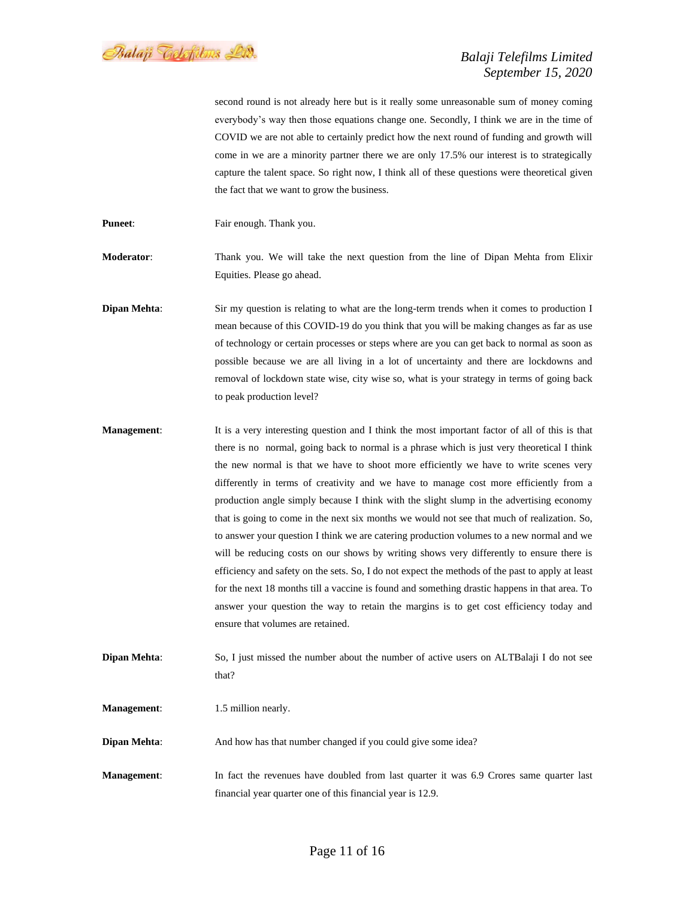second round is not already here but is it really some unreasonable sum of money coming everybody's way then those equations change one. Secondly, I think we are in the time of COVID we are not able to certainly predict how the next round of funding and growth will come in we are a minority partner there we are only 17.5% our interest is to strategically capture the talent space. So right now, I think all of these questions were theoretical given the fact that we want to grow the business.

**Puneet**: Fair enough. Thank you.

**Moderator**: Thank you. We will take the next question from the line of Dipan Mehta from Elixir Equities. Please go ahead.

**Dipan Mehta**: Sir my question is relating to what are the long-term trends when it comes to production I mean because of this COVID-19 do you think that you will be making changes as far as use of technology or certain processes or steps where are you can get back to normal as soon as possible because we are all living in a lot of uncertainty and there are lockdowns and removal of lockdown state wise, city wise so, what is your strategy in terms of going back to peak production level?

**Management**: It is a very interesting question and I think the most important factor of all of this is that there is no normal, going back to normal is a phrase which is just very theoretical I think the new normal is that we have to shoot more efficiently we have to write scenes very differently in terms of creativity and we have to manage cost more efficiently from a production angle simply because I think with the slight slump in the advertising economy that is going to come in the next six months we would not see that much of realization. So, to answer your question I think we are catering production volumes to a new normal and we will be reducing costs on our shows by writing shows very differently to ensure there is efficiency and safety on the sets. So, I do not expect the methods of the past to apply at least for the next 18 months till a vaccine is found and something drastic happens in that area. To answer your question the way to retain the margins is to get cost efficiency today and ensure that volumes are retained.

**Dipan Mehta**: So, I just missed the number about the number of active users on ALTBalaji I do not see that?

**Management**: 1.5 million nearly.

**Dipan Mehta**: And how has that number changed if you could give some idea?

**Management**: In fact the revenues have doubled from last quarter it was 6.9 Crores same quarter last financial year quarter one of this financial year is 12.9.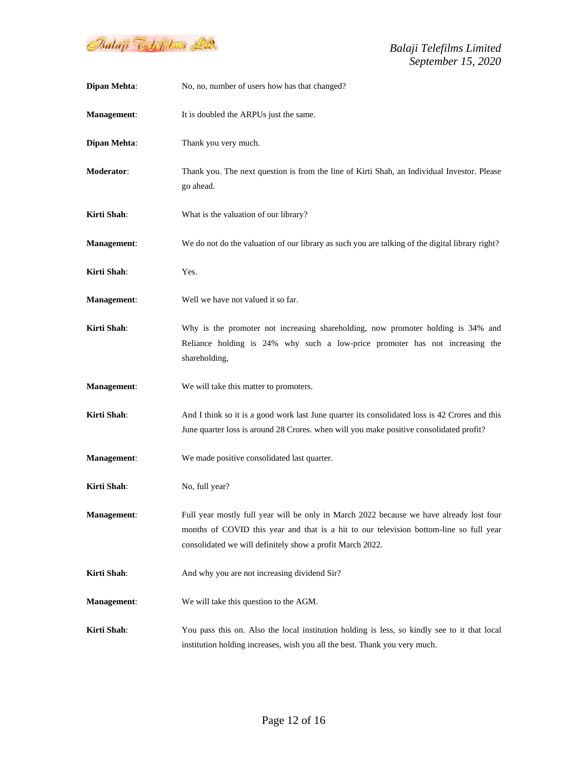**Dipan Mehta**: No, no, number of users how has that changed?

**Management**: It is doubled the ARPUs just the same.

**Dipan Mehta**: Thank you very much.

**Moderator**: Thank you. The next question is from the line of Kirti Shah, an Individual Investor. Please go ahead.

**Kirti Shah**: What is the valuation of our library?

**Management**: We do not do the valuation of our library as such you are talking of the digital library right?

**Kirti Shah**: Yes.

**Management**: Well we have not valued it so far.

**Kirti Shah**: Why is the promoter not increasing shareholding, now promoter holding is 34% and Reliance holding is 24% why such a low-price promoter has not increasing the shareholding,

**Management**: We will take this matter to promoters.

**Kirti Shah**: And I think so it is a good work last June quarter its consolidated loss is 42 Crores and this June quarter loss is around 28 Crores. when will you make positive consolidated profit?

**Management**: We made positive consolidated last quarter.

**Kirti Shah**: No, full year?

**Management**: Full year mostly full year will be only in March 2022 because we have already lost four months of COVID this year and that is a hit to our television bottom-line so full year consolidated we will definitely show a profit March 2022.

**Kirti Shah**: And why you are not increasing dividend Sir?

**Management**: We will take this question to the AGM.

**Kirti Shah**: You pass this on. Also the local institution holding is less, so kindly see to it that local institution holding increases, wish you all the best. Thank you very much.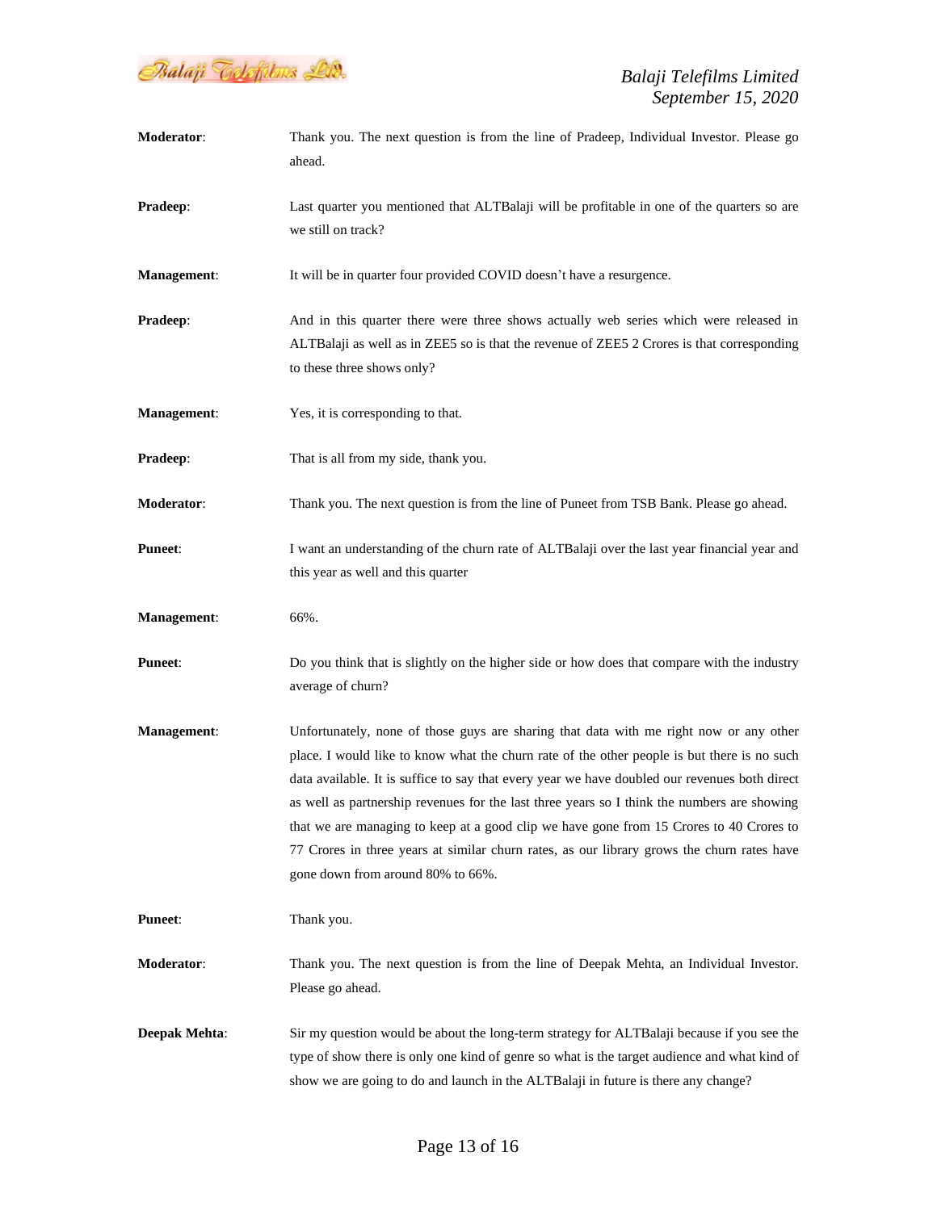**Moderator**: Thank you. The next question is from the line of Pradeep, Individual Investor. Please go ahead.

**Pradeep**: Last quarter you mentioned that ALTBalaji will be profitable in one of the quarters so are we still on track?

**Management**: It will be in quarter four provided COVID doesn't have a resurgence.

**Pradeep**: And in this quarter there were three shows actually web series which were released in ALTBalaji as well as in ZEE5 so is that the revenue of ZEE5 2 Crores is that corresponding to these three shows only?

**Management**: Yes, it is corresponding to that.

**Pradeep**: That is all from my side, thank you.

**Moderator**: Thank you. The next question is from the line of Puneet from TSB Bank. Please go ahead.

**Puneet**: I want an understanding of the churn rate of ALTBalaji over the last year financial year and this year as well and this quarter

**Management**: 66%.

**Puneet**: Do you think that is slightly on the higher side or how does that compare with the industry average of churn?

**Management**: Unfortunately, none of those guys are sharing that data with me right now or any other place. I would like to know what the churn rate of the other people is but there is no such data available. It is suffice to say that every year we have doubled our revenues both direct as well as partnership revenues for the last three years so I think the numbers are showing that we are managing to keep at a good clip we have gone from 15 Crores to 40 Crores to 77 Crores in three years at similar churn rates, as our library grows the churn rates have gone down from around 80% to 66%.

**Puneet**: Thank you.

**Moderator**: Thank you. The next question is from the line of Deepak Mehta, an Individual Investor. Please go ahead.

**Deepak Mehta**: Sir my question would be about the long-term strategy for ALTBalaji because if you see the type of show there is only one kind of genre so what is the target audience and what kind of show we are going to do and launch in the ALTBalaji in future is there any change?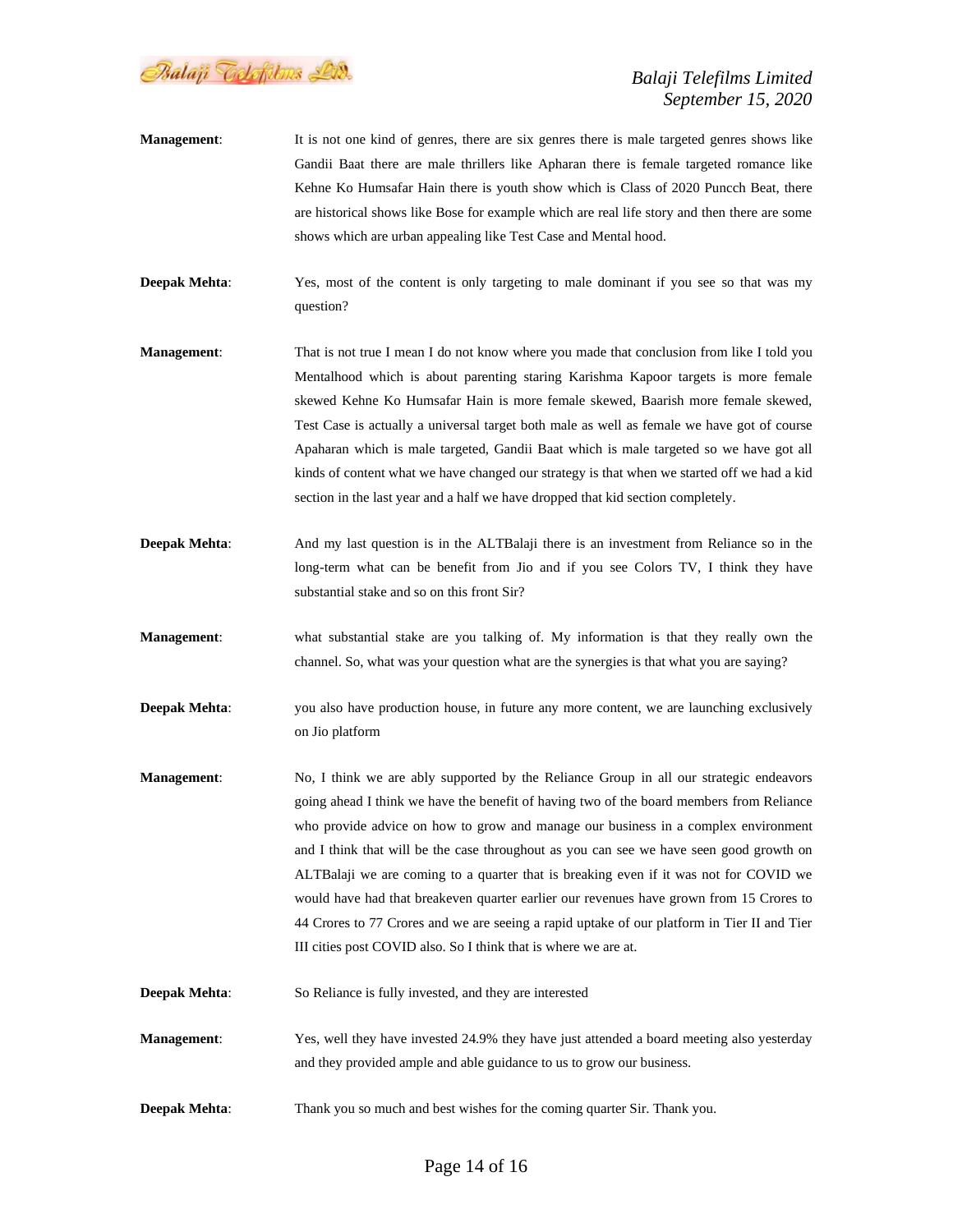**Management**: It is not one kind of genres, there are six genres there is male targeted genres shows like Gandii Baat there are male thrillers like Apharan there is female targeted romance like Kehne Ko Humsafar Hain there is youth show which is Class of 2020 Puncch Beat, there are historical shows like Bose for example which are real life story and then there are some shows which are urban appealing like Test Case and Mental hood.

**Deepak Mehta**: Yes, most of the content is only targeting to male dominant if you see so that was my question?

**Management**: That is not true I mean I do not know where you made that conclusion from like I told you Mentalhood which is about parenting staring Karishma Kapoor targets is more female skewed Kehne Ko Humsafar Hain is more female skewed, Baarish more female skewed, Test Case is actually a universal target both male as well as female we have got of course Apaharan which is male targeted, Gandii Baat which is male targeted so we have got all kinds of content what we have changed our strategy is that when we started off we had a kid section in the last year and a half we have dropped that kid section completely.

**Deepak Mehta**: And my last question is in the ALTBalaji there is an investment from Reliance so in the long-term what can be benefit from Jio and if you see Colors TV, I think they have substantial stake and so on this front Sir?

**Management**: what substantial stake are you talking of. My information is that they really own the channel. So, what was your question what are the synergies is that what you are saying?

**Deepak Mehta**: you also have production house, in future any more content, we are launching exclusively on Jio platform

**Management**: No, I think we are ably supported by the Reliance Group in all our strategic endeavors going ahead I think we have the benefit of having two of the board members from Reliance who provide advice on how to grow and manage our business in a complex environment and I think that will be the case throughout as you can see we have seen good growth on ALTBalaji we are coming to a quarter that is breaking even if it was not for COVID we would have had that breakeven quarter earlier our revenues have grown from 15 Crores to 44 Crores to 77 Crores and we are seeing a rapid uptake of our platform in Tier II and Tier III cities post COVID also. So I think that is where we are at.

**Deepak Mehta**: So Reliance is fully invested, and they are interested

**Management**: Yes, well they have invested 24.9% they have just attended a board meeting also yesterday and they provided ample and able guidance to us to grow our business.

**Deepak Mehta**: Thank you so much and best wishes for the coming quarter Sir. Thank you.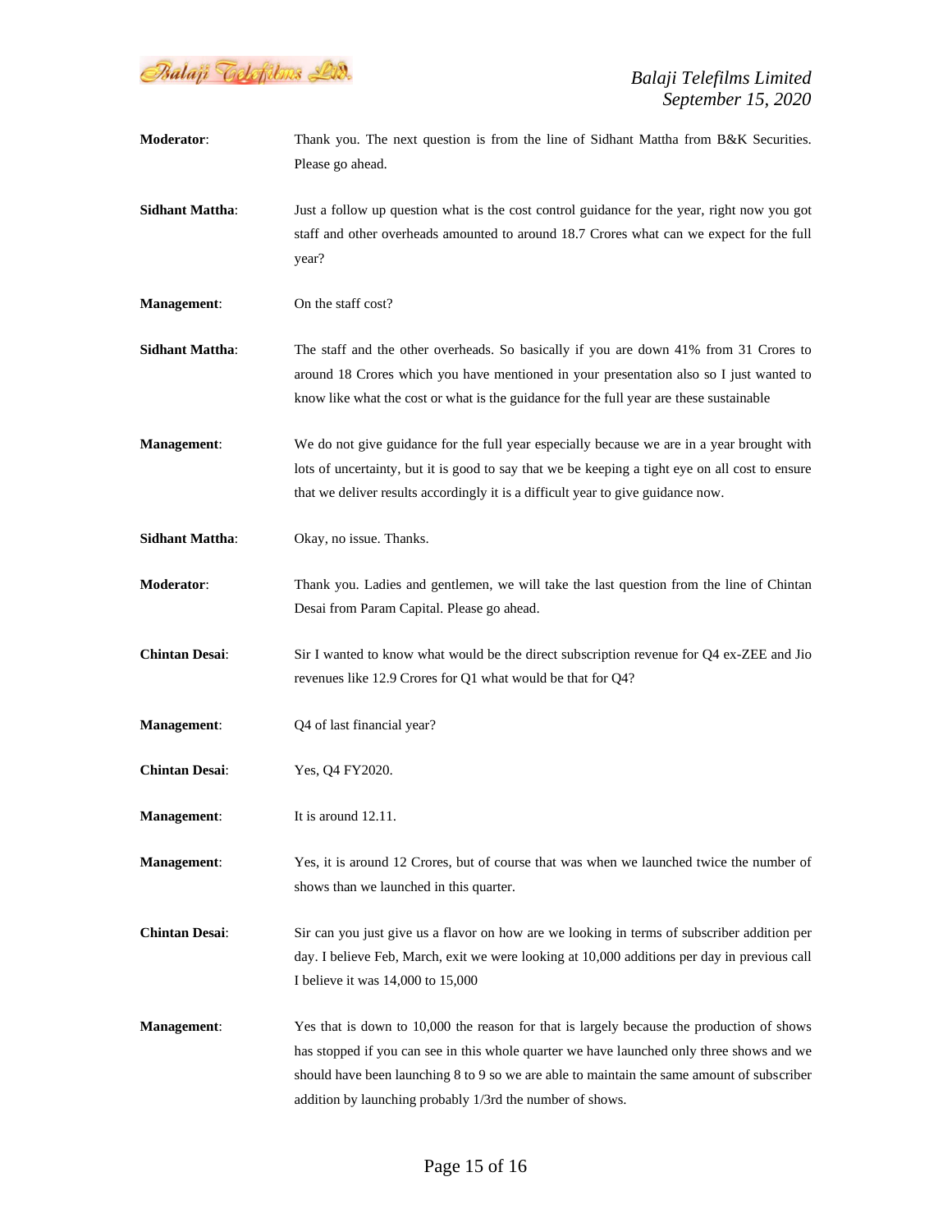**Moderator**: Thank you. The next question is from the line of Sidhant Mattha from B&K Securities. Please go ahead.

**Sidhant Mattha**: Just a follow up question what is the cost control guidance for the year, right now you got staff and other overheads amounted to around 18.7 Crores what can we expect for the full year?

**Management**: On the staff cost?

**Sidhant Mattha**: The staff and the other overheads. So basically if you are down 41% from 31 Crores to around 18 Crores which you have mentioned in your presentation also so I just wanted to know like what the cost or what is the guidance for the full year are these sustainable

**Management**: We do not give guidance for the full year especially because we are in a year brought with lots of uncertainty, but it is good to say that we be keeping a tight eye on all cost to ensure that we deliver results accordingly it is a difficult year to give guidance now.

**Sidhant Mattha**: Okay, no issue. Thanks.

**Moderator**: Thank you. Ladies and gentlemen, we will take the last question from the line of Chintan Desai from Param Capital. Please go ahead.

**Chintan Desai**: Sir I wanted to know what would be the direct subscription revenue for Q4 ex-ZEE and Jio revenues like 12.9 Crores for Q1 what would be that for Q4?

**Management**: Q4 of last financial year?

**Chintan Desai**: Yes, Q4 FY2020.

**Management**: It is around 12.11.

**Management**: Yes, it is around 12 Crores, but of course that was when we launched twice the number of shows than we launched in this quarter.

**Chintan Desai**: Sir can you just give us a flavor on how are we looking in terms of subscriber addition per day. I believe Feb, March, exit we were looking at 10,000 additions per day in previous call I believe it was 14,000 to 15,000

**Management**: Yes that is down to 10,000 the reason for that is largely because the production of shows has stopped if you can see in this whole quarter we have launched only three shows and we should have been launching 8 to 9 so we are able to maintain the same amount of subscriber addition by launching probably 1/3rd the number of shows.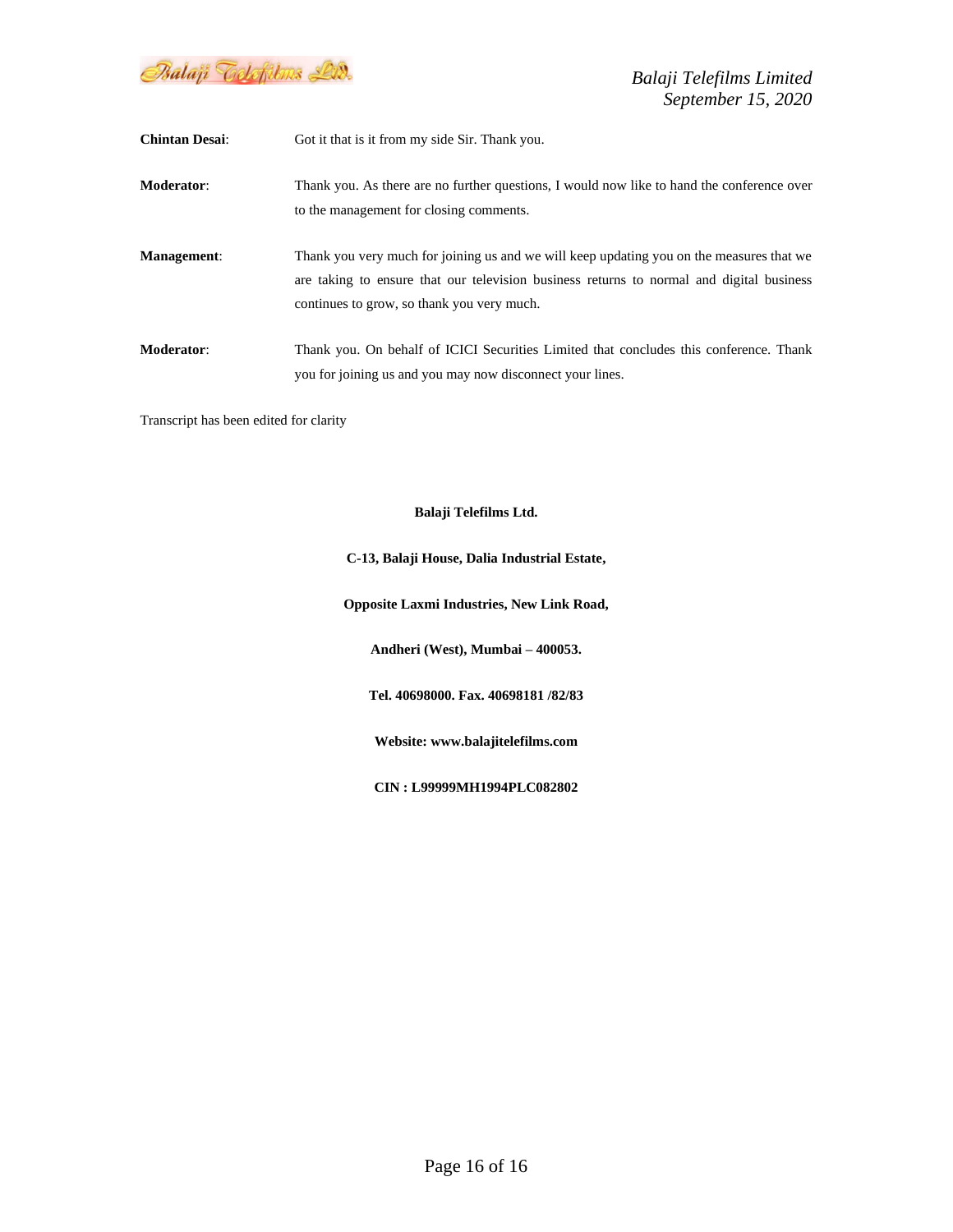**Chintan Desai**: Got it that is it from my side Sir. Thank you.

**Moderator**: Thank you. As there are no further questions, I would now like to hand the conference over to the management for closing comments.

**Management**: Thank you very much for joining us and we will keep updating you on the measures that we are taking to ensure that our television business returns to normal and digital business continues to grow, so thank you very much.

**Moderator**: Thank you. On behalf of ICICI Securities Limited that concludes this conference. Thank you for joining us and you may now disconnect your lines.

Transcript has been edited for clarity

**Balaji Telefilms Ltd.**

**C-13, Balaji House, Dalia Industrial Estate,**

**Opposite Laxmi Industries, New Link Road,**

**Andheri (West), Mumbai – 400053.**

**Tel. 40698000. Fax. 40698181 /82/83**

**Website: www.balajitelefilms.com**

**CIN : L99999MH1994PLC082802**